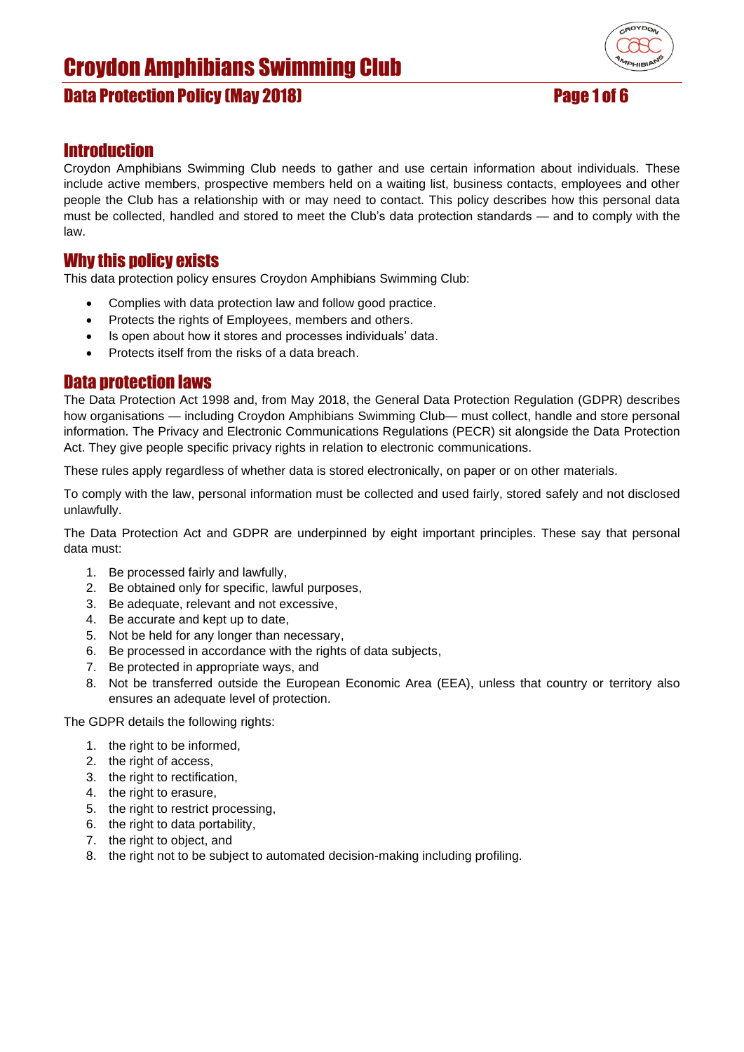# Croydon Amphibians Swimming Club

## Data Protection Policy (May 2018)

## Introduction

Croydon Amphibians Swimming Club needs to gather and use certain information about individuals. These include active members, prospective members held on a waiting list, business contacts, employees and other people the Club has a relationship with or may need to contact. This policy describes how this personal data must be collected, handled and stored to meet the Club's data protection standards — and to comply with the law.

## Why this policy exists

This data protection policy ensures Croydon Amphibians Swimming Club:

- Complies with data protection law and follow good practice.
- Protects the rights of Employees, members and others.
- Is open about how it stores and processes individuals' data.
- Protects itself from the risks of a data breach.

## Data protection laws

The Data Protection Act 1998 and, from May 2018, the General Data Protection Regulation (GDPR) describes how organisations — including Croydon Amphibians Swimming Club— must collect, handle and store personal information. The Privacy and Electronic Communications Regulations (PECR) sit alongside the Data Protection Act. They give people specific privacy rights in relation to electronic communications.

These rules apply regardless of whether data is stored electronically, on paper or on other materials.

To comply with the law, personal information must be collected and used fairly, stored safely and not disclosed unlawfully.

The Data Protection Act and GDPR are underpinned by eight important principles. These say that personal data must:

1. Be processed fairly and lawfully,
2. Be obtained only for specific, lawful purposes,
3. Be adequate, relevant and not excessive,
4. Be accurate and kept up to date,
5. Not be held for any longer than necessary,
6. Be processed in accordance with the rights of data subjects,
7. Be protected in appropriate ways, and
8. Not be transferred outside the European Economic Area (EEA), unless that country or territory also ensures an adequate level of protection.

The GDPR details the following rights:

1. the right to be informed,
2. the right of access,
3. the right to rectification,
4. the right to erasure,
5. the right to restrict processing,
6. the right to data portability,
7. the right to object, and
8. the right not to be subject to automated decision-making including profiling.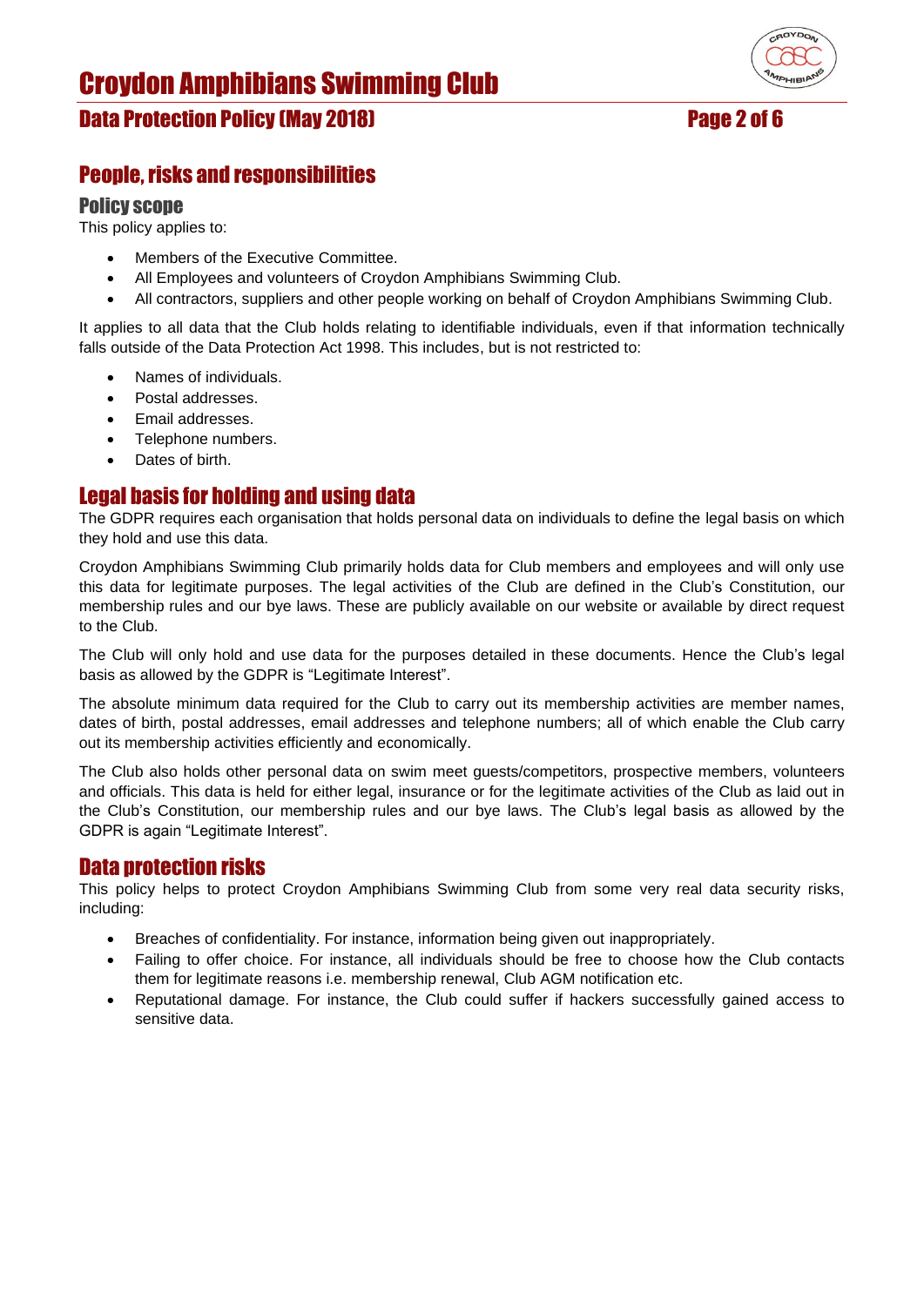## People, risks and responsibilities

### Policy scope

This policy applies to:

- Members of the Executive Committee.
- All Employees and volunteers of Croydon Amphibians Swimming Club.
- All contractors, suppliers and other people working on behalf of Croydon Amphibians Swimming Club.

It applies to all data that the Club holds relating to identifiable individuals, even if that information technically falls outside of the Data Protection Act 1998. This includes, but is not restricted to:

- Names of individuals.
- Postal addresses.
- Email addresses.
- Telephone numbers.
- Dates of birth.

## Legal basis for holding and using data

The GDPR requires each organisation that holds personal data on individuals to define the legal basis on which they hold and use this data.

Croydon Amphibians Swimming Club primarily holds data for Club members and employees and will only use this data for legitimate purposes. The legal activities of the Club are defined in the Club's Constitution, our membership rules and our bye laws. These are publicly available on our website or available by direct request to the Club.

The Club will only hold and use data for the purposes detailed in these documents. Hence the Club's legal basis as allowed by the GDPR is "Legitimate Interest".

The absolute minimum data required for the Club to carry out its membership activities are member names, dates of birth, postal addresses, email addresses and telephone numbers; all of which enable the Club carry out its membership activities efficiently and economically.

The Club also holds other personal data on swim meet guests/competitors, prospective members, volunteers and officials. This data is held for either legal, insurance or for the legitimate activities of the Club as laid out in the Club's Constitution, our membership rules and our bye laws. The Club's legal basis as allowed by the GDPR is again "Legitimate Interest".

## Data protection risks

This policy helps to protect Croydon Amphibians Swimming Club from some very real data security risks, including:

- Breaches of confidentiality. For instance, information being given out inappropriately.
- Failing to offer choice. For instance, all individuals should be free to choose how the Club contacts them for legitimate reasons i.e. membership renewal, Club AGM notification etc.
- Reputational damage. For instance, the Club could suffer if hackers successfully gained access to sensitive data.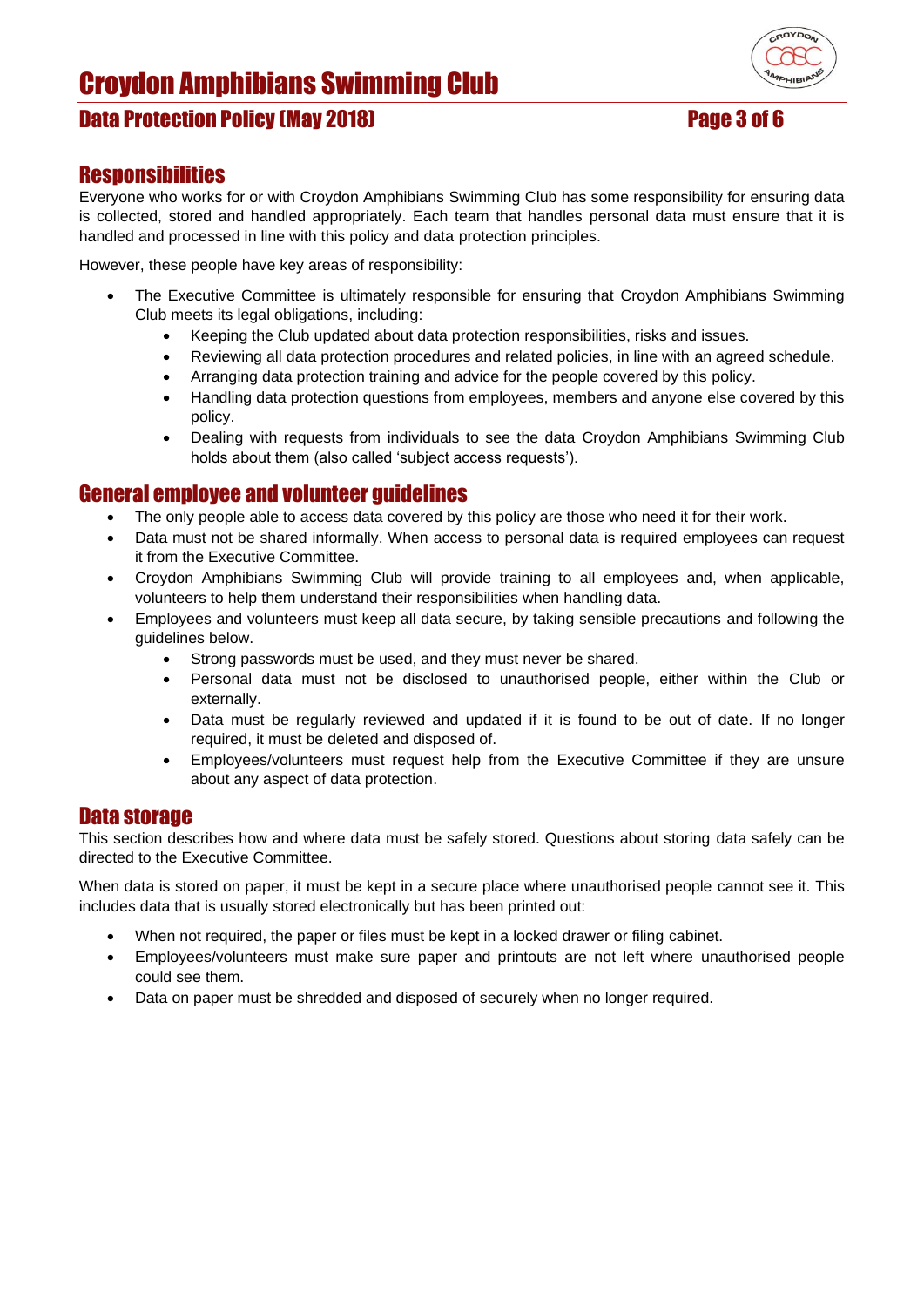## Responsibilities

Everyone who works for or with Croydon Amphibians Swimming Club has some responsibility for ensuring data is collected, stored and handled appropriately. Each team that handles personal data must ensure that it is handled and processed in line with this policy and data protection principles.

However, these people have key areas of responsibility:

- The Executive Committee is ultimately responsible for ensuring that Croydon Amphibians Swimming Club meets its legal obligations, including:
  - Keeping the Club updated about data protection responsibilities, risks and issues.
  - Reviewing all data protection procedures and related policies, in line with an agreed schedule.
  - Arranging data protection training and advice for the people covered by this policy.
  - Handling data protection questions from employees, members and anyone else covered by this policy.
  - Dealing with requests from individuals to see the data Croydon Amphibians Swimming Club holds about them (also called 'subject access requests').

## General employee and volunteer guidelines

- The only people able to access data covered by this policy are those who need it for their work.
- Data must not be shared informally. When access to personal data is required employees can request it from the Executive Committee.
- Croydon Amphibians Swimming Club will provide training to all employees and, when applicable, volunteers to help them understand their responsibilities when handling data.
- Employees and volunteers must keep all data secure, by taking sensible precautions and following the guidelines below.
  - Strong passwords must be used, and they must never be shared.
  - Personal data must not be disclosed to unauthorised people, either within the Club or externally.
  - Data must be regularly reviewed and updated if it is found to be out of date. If no longer required, it must be deleted and disposed of.
  - Employees/volunteers must request help from the Executive Committee if they are unsure about any aspect of data protection.

## Data storage

This section describes how and where data must be safely stored. Questions about storing data safely can be directed to the Executive Committee.

When data is stored on paper, it must be kept in a secure place where unauthorised people cannot see it. This includes data that is usually stored electronically but has been printed out:

- When not required, the paper or files must be kept in a locked drawer or filing cabinet.
- Employees/volunteers must make sure paper and printouts are not left where unauthorised people could see them.
- Data on paper must be shredded and disposed of securely when no longer required.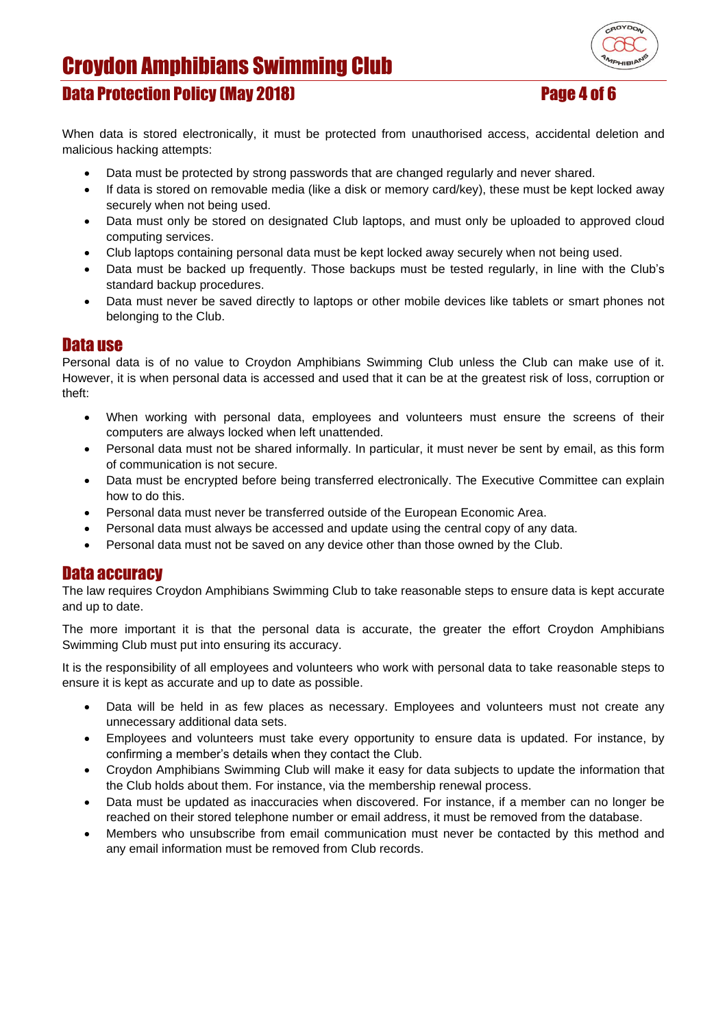When data is stored electronically, it must be protected from unauthorised access, accidental deletion and malicious hacking attempts:

- Data must be protected by strong passwords that are changed regularly and never shared.
- If data is stored on removable media (like a disk or memory card/key), these must be kept locked away securely when not being used.
- Data must only be stored on designated Club laptops, and must only be uploaded to approved cloud computing services.
- Club laptops containing personal data must be kept locked away securely when not being used.
- Data must be backed up frequently. Those backups must be tested regularly, in line with the Club's standard backup procedures.
- Data must never be saved directly to laptops or other mobile devices like tablets or smart phones not belonging to the Club.

## Data use

Personal data is of no value to Croydon Amphibians Swimming Club unless the Club can make use of it. However, it is when personal data is accessed and used that it can be at the greatest risk of loss, corruption or theft:

- When working with personal data, employees and volunteers must ensure the screens of their computers are always locked when left unattended.
- Personal data must not be shared informally. In particular, it must never be sent by email, as this form of communication is not secure.
- Data must be encrypted before being transferred electronically. The Executive Committee can explain how to do this.
- Personal data must never be transferred outside of the European Economic Area.
- Personal data must always be accessed and update using the central copy of any data.
- Personal data must not be saved on any device other than those owned by the Club.

## Data accuracy

The law requires Croydon Amphibians Swimming Club to take reasonable steps to ensure data is kept accurate and up to date.

The more important it is that the personal data is accurate, the greater the effort Croydon Amphibians Swimming Club must put into ensuring its accuracy.

It is the responsibility of all employees and volunteers who work with personal data to take reasonable steps to ensure it is kept as accurate and up to date as possible.

- Data will be held in as few places as necessary. Employees and volunteers must not create any unnecessary additional data sets.
- Employees and volunteers must take every opportunity to ensure data is updated. For instance, by confirming a member's details when they contact the Club.
- Croydon Amphibians Swimming Club will make it easy for data subjects to update the information that the Club holds about them. For instance, via the membership renewal process.
- Data must be updated as inaccuracies when discovered. For instance, if a member can no longer be reached on their stored telephone number or email address, it must be removed from the database.
- Members who unsubscribe from email communication must never be contacted by this method and any email information must be removed from Club records.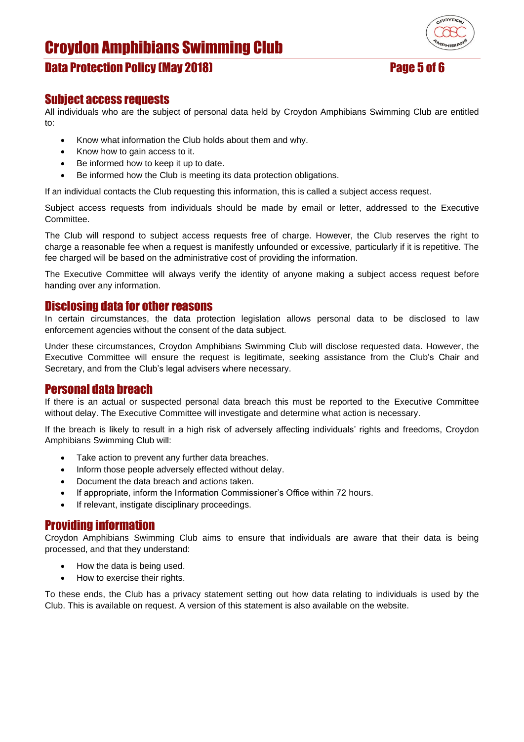## Subject access requests

All individuals who are the subject of personal data held by Croydon Amphibians Swimming Club are entitled to:

- Know what information the Club holds about them and why.
- Know how to gain access to it.
- Be informed how to keep it up to date.
- Be informed how the Club is meeting its data protection obligations.

If an individual contacts the Club requesting this information, this is called a subject access request.

Subject access requests from individuals should be made by email or letter, addressed to the Executive Committee.

The Club will respond to subject access requests free of charge. However, the Club reserves the right to charge a reasonable fee when a request is manifestly unfounded or excessive, particularly if it is repetitive. The fee charged will be based on the administrative cost of providing the information.

The Executive Committee will always verify the identity of anyone making a subject access request before handing over any information.

## Disclosing data for other reasons

In certain circumstances, the data protection legislation allows personal data to be disclosed to law enforcement agencies without the consent of the data subject.

Under these circumstances, Croydon Amphibians Swimming Club will disclose requested data. However, the Executive Committee will ensure the request is legitimate, seeking assistance from the Club's Chair and Secretary, and from the Club's legal advisers where necessary.

## Personal data breach

If there is an actual or suspected personal data breach this must be reported to the Executive Committee without delay. The Executive Committee will investigate and determine what action is necessary.

If the breach is likely to result in a high risk of adversely affecting individuals' rights and freedoms, Croydon Amphibians Swimming Club will:

- Take action to prevent any further data breaches.
- Inform those people adversely effected without delay.
- Document the data breach and actions taken.
- If appropriate, inform the Information Commissioner's Office within 72 hours.
- If relevant, instigate disciplinary proceedings.

## Providing information

Croydon Amphibians Swimming Club aims to ensure that individuals are aware that their data is being processed, and that they understand:

- How the data is being used.
- How to exercise their rights.

To these ends, the Club has a privacy statement setting out how data relating to individuals is used by the Club. This is available on request. A version of this statement is also available on the website.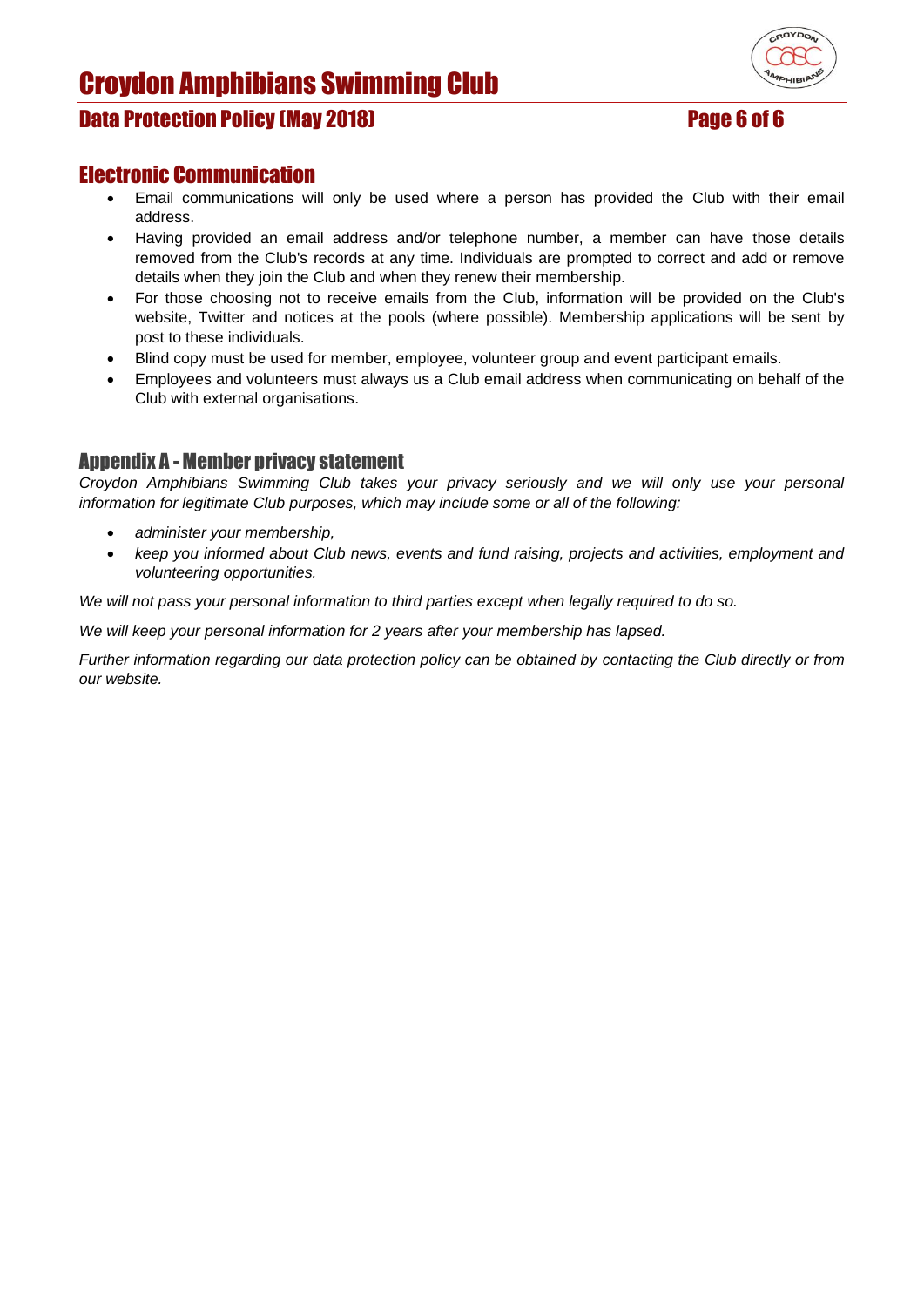## Electronic Communication

- Email communications will only be used where a person has provided the Club with their email address.
- Having provided an email address and/or telephone number, a member can have those details removed from the Club's records at any time. Individuals are prompted to correct and add or remove details when they join the Club and when they renew their membership.
- For those choosing not to receive emails from the Club, information will be provided on the Club's website, Twitter and notices at the pools (where possible). Membership applications will be sent by post to these individuals.
- Blind copy must be used for member, employee, volunteer group and event participant emails.
- Employees and volunteers must always us a Club email address when communicating on behalf of the Club with external organisations.

## Appendix A - Member privacy statement

*Croydon Amphibians Swimming Club takes your privacy seriously and we will only use your personal information for legitimate Club purposes, which may include some or all of the following:*

- *administer your membership,*
- *keep you informed about Club news, events and fund raising, projects and activities, employment and volunteering opportunities.*

*We will not pass your personal information to third parties except when legally required to do so.*

*We will keep your personal information for 2 years after your membership has lapsed.*

*Further information regarding our data protection policy can be obtained by contacting the Club directly or from our website.*